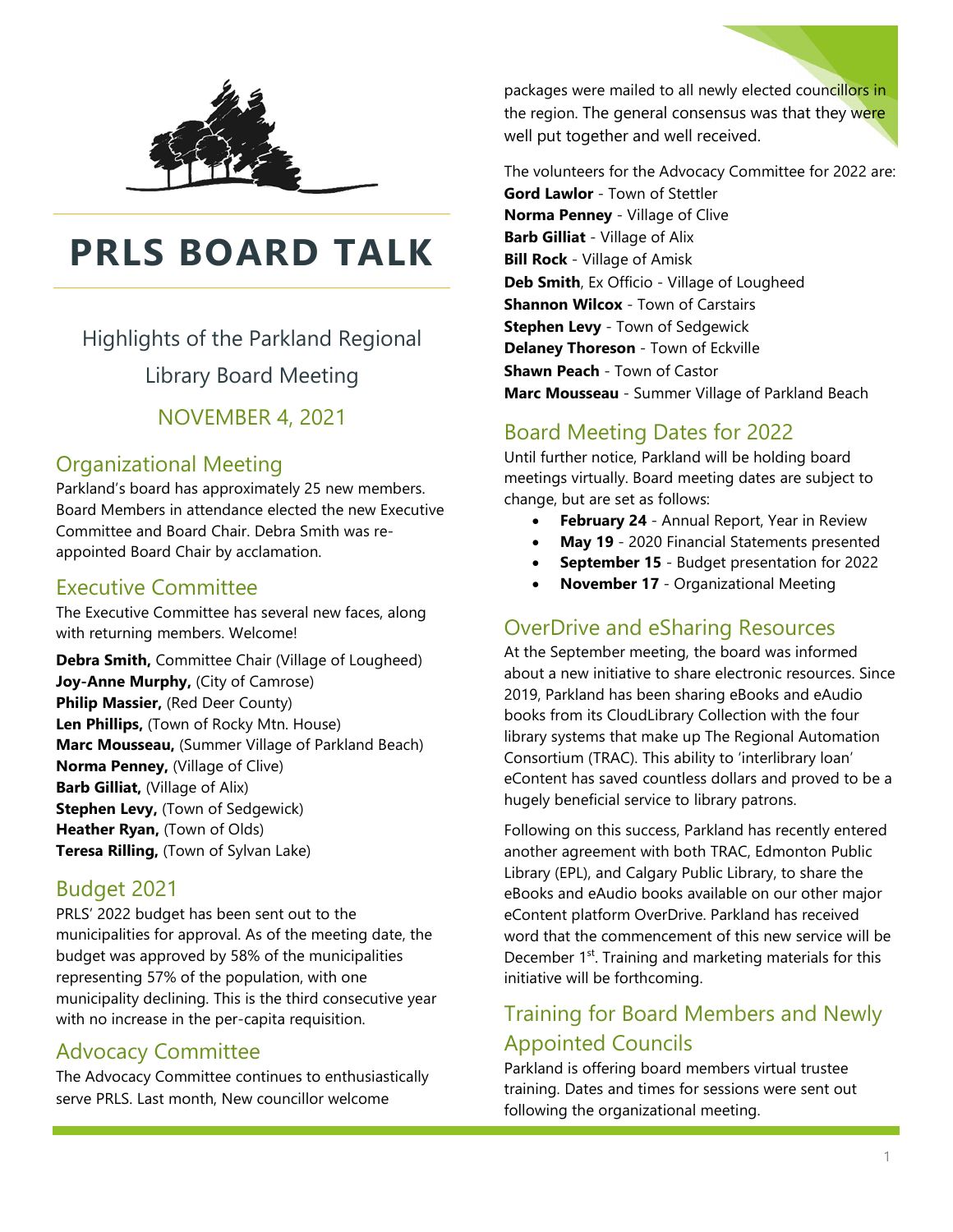# PRLS BOARD TALK

Highlights of the Parkland Regional Library Board Meeting

NOVEMBER 4, 2021

## Organizational Meeting

Parkland's board has approximately 25 new members. Board Members in attendance elected the new Executive Committee and Board Chair. Debra Smith was re-appointed Board Chair by acclamation.

## Executive Committee

The Executive Committee has several new faces, along with returning members. Welcome!

**Debra Smith,** Committee Chair (Village of Lougheed)
**Joy-Anne Murphy,** (City of Camrose)
**Philip Massier,** (Red Deer County)
**Len Phillips,** (Town of Rocky Mtn. House)
**Marc Mousseau,** (Summer Village of Parkland Beach)
**Norma Penney,** (Village of Clive)
**Barb Gilliat,** (Village of Alix)
**Stephen Levy,** (Town of Sedgewick)
**Heather Ryan,** (Town of Olds)
**Teresa Rilling,** (Town of Sylvan Lake)

## Budget 2021

PRLS' 2022 budget has been sent out to the municipalities for approval. As of the meeting date, the budget was approved by 58% of the municipalities representing 57% of the population, with one municipality declining. This is the third consecutive year with no increase in the per-capita requisition.

## Advocacy Committee

The Advocacy Committee continues to enthusiastically serve PRLS. Last month, New councillor welcome packages were mailed to all newly elected councillors in the region. The general consensus was that they were well put together and well received.

The volunteers for the Advocacy Committee for 2022 are:
**Gord Lawlor** - Town of Stettler
**Norma Penney** - Village of Clive
**Barb Gilliat** - Village of Alix
**Bill Rock** - Village of Amisk
**Deb Smith**, Ex Officio - Village of Lougheed
**Shannon Wilcox** - Town of Carstairs
**Stephen Levy** - Town of Sedgewick
**Delaney Thoreson** - Town of Eckville
**Shawn Peach** - Town of Castor
**Marc Mousseau** - Summer Village of Parkland Beach

## Board Meeting Dates for 2022

Until further notice, Parkland will be holding board meetings virtually. Board meeting dates are subject to change, but are set as follows:

- **February 24** - Annual Report, Year in Review
- **May 19** - 2020 Financial Statements presented
- **September 15** - Budget presentation for 2022
- **November 17** - Organizational Meeting

## OverDrive and eSharing Resources

At the September meeting, the board was informed about a new initiative to share electronic resources. Since 2019, Parkland has been sharing eBooks and eAudio books from its CloudLibrary Collection with the four library systems that make up The Regional Automation Consortium (TRAC). This ability to 'interlibrary loan' eContent has saved countless dollars and proved to be a hugely beneficial service to library patrons.

Following on this success, Parkland has recently entered another agreement with both TRAC, Edmonton Public Library (EPL), and Calgary Public Library, to share the eBooks and eAudio books available on our other major eContent platform OverDrive. Parkland has received word that the commencement of this new service will be December 1st. Training and marketing materials for this initiative will be forthcoming.

## Training for Board Members and Newly Appointed Councils

Parkland is offering board members virtual trustee training. Dates and times for sessions were sent out following the organizational meeting.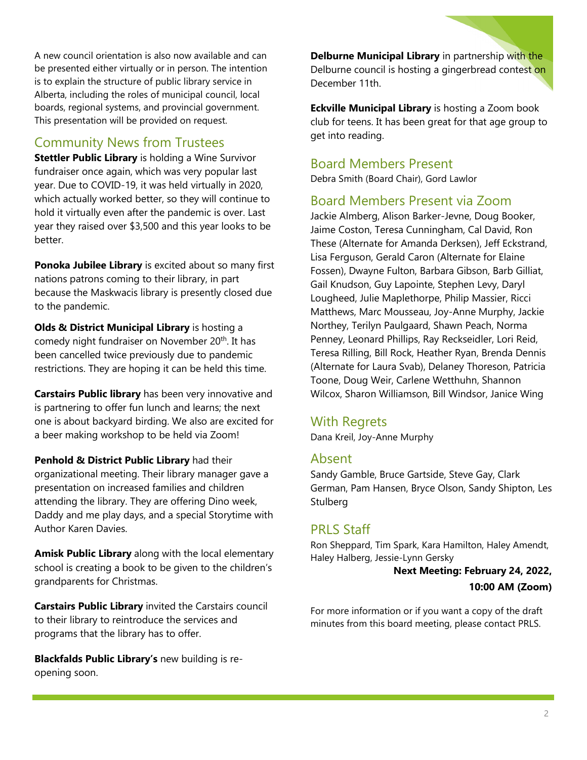A new council orientation is also now available and can be presented either virtually or in person. The intention is to explain the structure of public library service in Alberta, including the roles of municipal council, local boards, regional systems, and provincial government. This presentation will be provided on request.

## Community News from Trustees

**Stettler Public Library** is holding a Wine Survivor fundraiser once again, which was very popular last year. Due to COVID-19, it was held virtually in 2020, which actually worked better, so they will continue to hold it virtually even after the pandemic is over. Last year they raised over $3,500 and this year looks to be better.

**Ponoka Jubilee Library** is excited about so many first nations patrons coming to their library, in part because the Maskwacis library is presently closed due to the pandemic.

**Olds & District Municipal Library** is hosting a comedy night fundraiser on November 20th. It has been cancelled twice previously due to pandemic restrictions. They are hoping it can be held this time.

**Carstairs Public library** has been very innovative and is partnering to offer fun lunch and learns; the next one is about backyard birding. We also are excited for a beer making workshop to be held via Zoom!

**Penhold & District Public Library** had their organizational meeting. Their library manager gave a presentation on increased families and children attending the library. They are offering Dino week, Daddy and me play days, and a special Storytime with Author Karen Davies.

**Amisk Public Library** along with the local elementary school is creating a book to be given to the children's grandparents for Christmas.

**Carstairs Public Library** invited the Carstairs council to their library to reintroduce the services and programs that the library has to offer.

**Blackfalds Public Library's** new building is re-opening soon.

**Delburne Municipal Library** in partnership with the Delburne council is hosting a gingerbread contest on December 11th.

**Eckville Municipal Library** is hosting a Zoom book club for teens. It has been great for that age group to get into reading.

## Board Members Present

Debra Smith (Board Chair), Gord Lawlor

## Board Members Present via Zoom

Jackie Almberg, Alison Barker-Jevne, Doug Booker, Jaime Coston, Teresa Cunningham, Cal David, Ron These (Alternate for Amanda Derksen), Jeff Eckstrand, Lisa Ferguson, Gerald Caron (Alternate for Elaine Fossen), Dwayne Fulton, Barbara Gibson, Barb Gilliat, Gail Knudson, Guy Lapointe, Stephen Levy, Daryl Lougheed, Julie Maplethorpe, Philip Massier, Ricci Matthews, Marc Mousseau, Joy-Anne Murphy, Jackie Northey, Terilyn Paulgaard, Shawn Peach, Norma Penney, Leonard Phillips, Ray Reckseidler, Lori Reid, Teresa Rilling, Bill Rock, Heather Ryan, Brenda Dennis (Alternate for Laura Svab), Delaney Thoreson, Patricia Toone, Doug Weir, Carlene Wetthuhn, Shannon Wilcox, Sharon Williamson, Bill Windsor, Janice Wing

## With Regrets

Dana Kreil, Joy-Anne Murphy

## Absent

Sandy Gamble, Bruce Gartside, Steve Gay, Clark German, Pam Hansen, Bryce Olson, Sandy Shipton, Les Stulberg

## PRLS Staff

Ron Sheppard, Tim Spark, Kara Hamilton, Haley Amendt, Haley Halberg, Jessie-Lynn Gersky

**Next Meeting: February 24, 2022, 10:00 AM (Zoom)**

For more information or if you want a copy of the draft minutes from this board meeting, please contact PRLS.